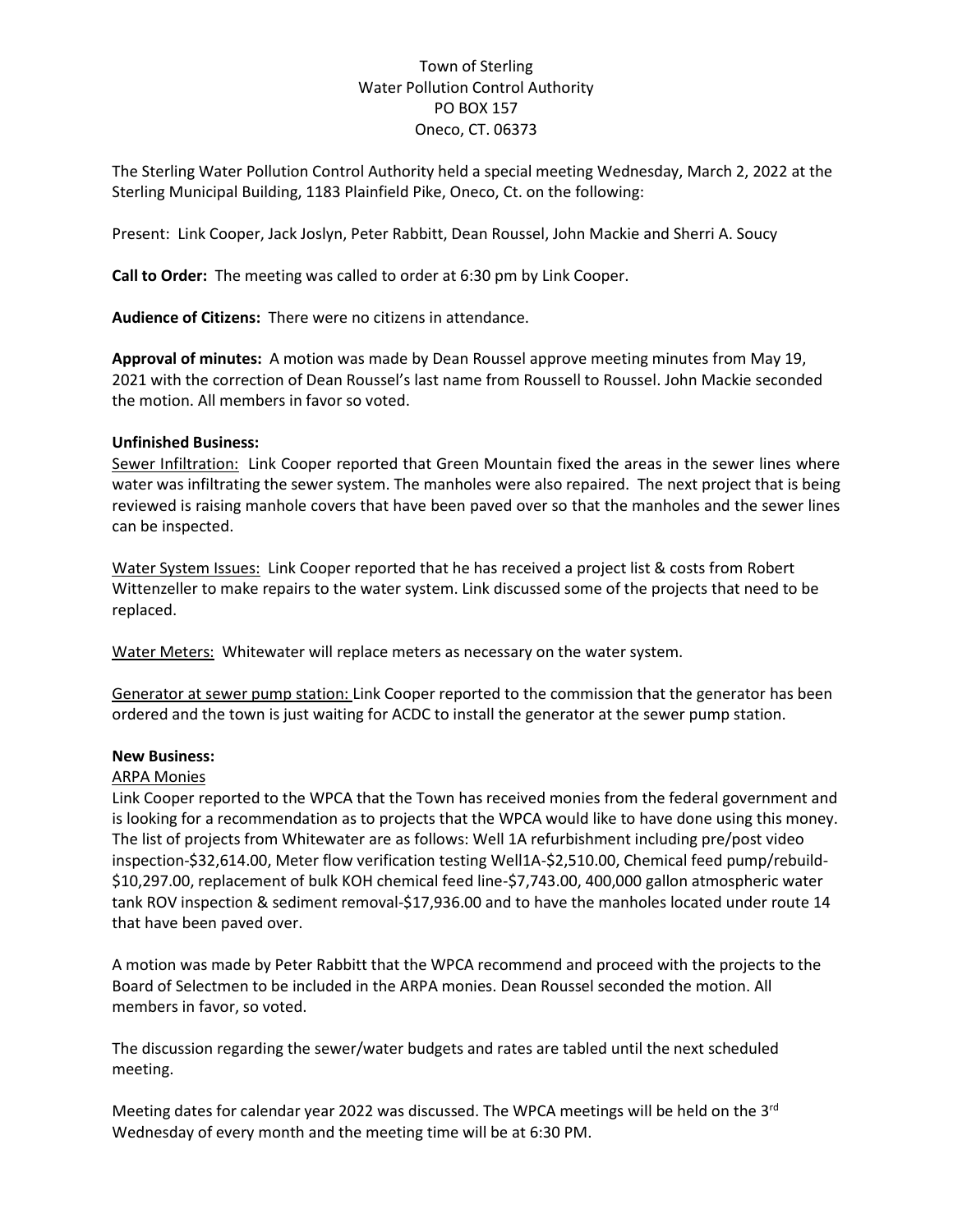Town of Sterling
Water Pollution Control Authority
PO BOX 157
Oneco, CT. 06373

The Sterling Water Pollution Control Authority held a special meeting Wednesday, March 2, 2022 at the Sterling Municipal Building, 1183 Plainfield Pike, Oneco, Ct. on the following:

Present: Link Cooper, Jack Joslyn, Peter Rabbitt, Dean Roussel, John Mackie and Sherri A. Soucy

**Call to Order:** The meeting was called to order at 6:30 pm by Link Cooper.

**Audience of Citizens:** There were no citizens in attendance.

**Approval of minutes:** A motion was made by Dean Roussel approve meeting minutes from May 19, 2021 with the correction of Dean Roussel's last name from Roussell to Roussel. John Mackie seconded the motion. All members in favor so voted.

**Unfinished Business:**

Sewer Infiltration: Link Cooper reported that Green Mountain fixed the areas in the sewer lines where water was infiltrating the sewer system. The manholes were also repaired. The next project that is being reviewed is raising manhole covers that have been paved over so that the manholes and the sewer lines can be inspected.

Water System Issues: Link Cooper reported that he has received a project list & costs from Robert Wittenzeller to make repairs to the water system. Link discussed some of the projects that need to be replaced.

Water Meters: Whitewater will replace meters as necessary on the water system.

Generator at sewer pump station: Link Cooper reported to the commission that the generator has been ordered and the town is just waiting for ACDC to install the generator at the sewer pump station.

**New Business:**

ARPA Monies

Link Cooper reported to the WPCA that the Town has received monies from the federal government and is looking for a recommendation as to projects that the WPCA would like to have done using this money. The list of projects from Whitewater are as follows: Well 1A refurbishment including pre/post video inspection-$32,614.00, Meter flow verification testing Well1A-$2,510.00, Chemical feed pump/rebuild-$10,297.00, replacement of bulk KOH chemical feed line-$7,743.00, 400,000 gallon atmospheric water tank ROV inspection & sediment removal-$17,936.00 and to have the manholes located under route 14 that have been paved over.

A motion was made by Peter Rabbitt that the WPCA recommend and proceed with the projects to the Board of Selectmen to be included in the ARPA monies. Dean Roussel seconded the motion. All members in favor, so voted.

The discussion regarding the sewer/water budgets and rates are tabled until the next scheduled meeting.

Meeting dates for calendar year 2022 was discussed. The WPCA meetings will be held on the 3rd Wednesday of every month and the meeting time will be at 6:30 PM.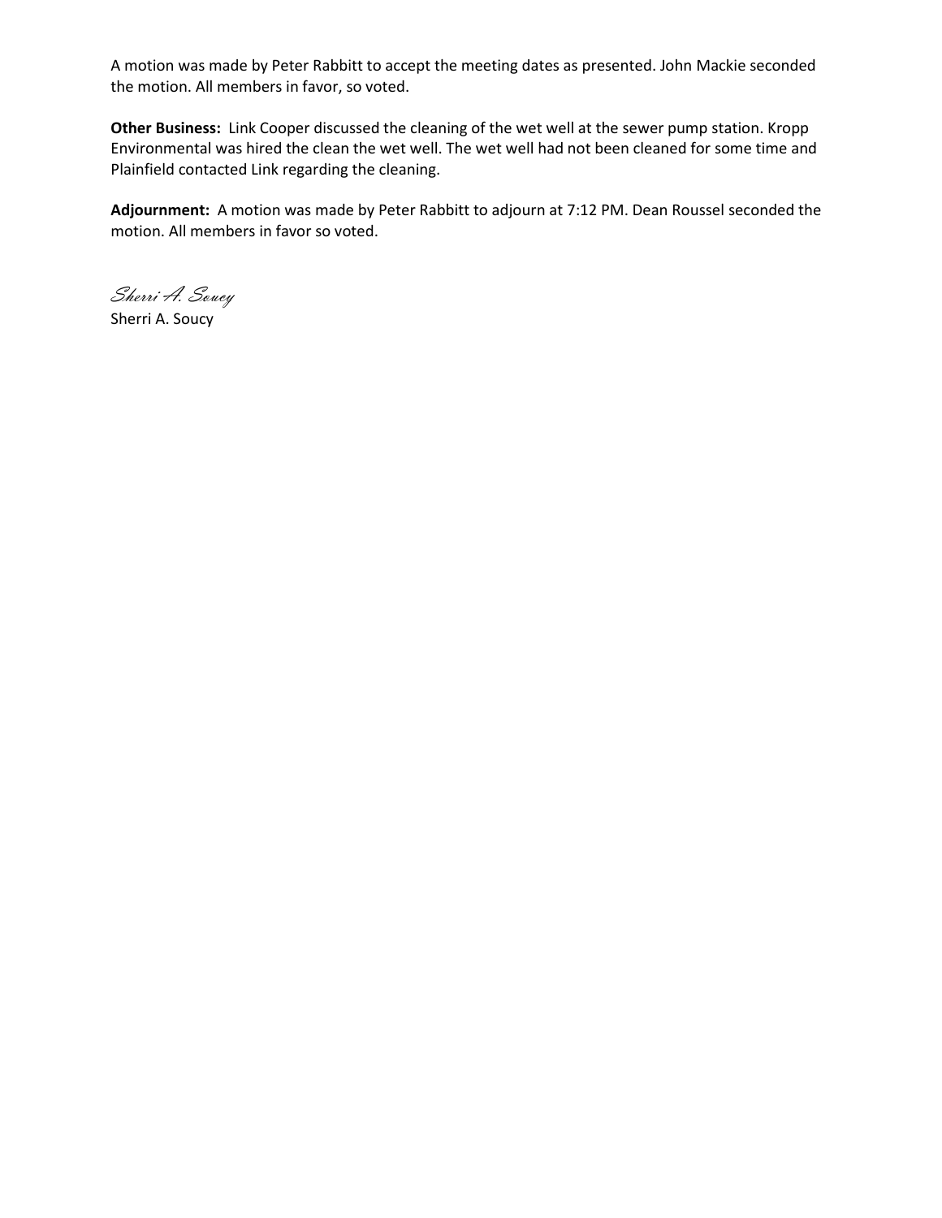A motion was made by Peter Rabbitt to accept the meeting dates as presented. John Mackie seconded the motion. All members in favor, so voted.

**Other Business:** Link Cooper discussed the cleaning of the wet well at the sewer pump station. Kropp Environmental was hired the clean the wet well. The wet well had not been cleaned for some time and Plainfield contacted Link regarding the cleaning.

**Adjournment:** A motion was made by Peter Rabbitt to adjourn at 7:12 PM. Dean Roussel seconded the motion. All members in favor so voted.

*Sherri A. Soucy*

Sherri A. Soucy